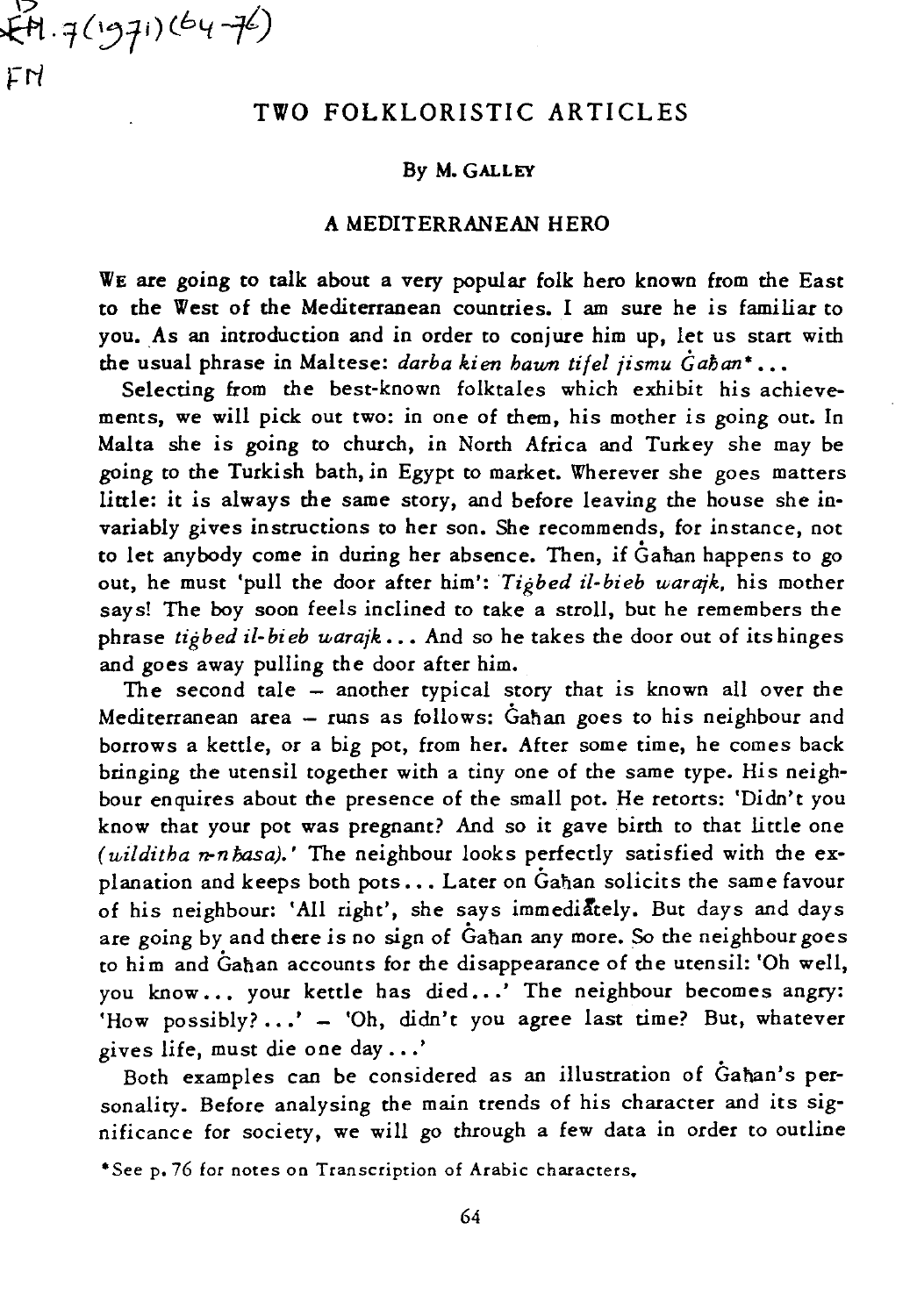# TWO FOLKLORISTIC ARTICLES

By M. GALLEY

## A MEDITERRANEAN HERO

WE are going to talk about a very popular folk hero known from the East to the West of the Mediterranean countries. I am sure he is familiar to you. As an introduction and in order to conjure him up, let us start with the usual phrase in Maltese: *darba kien hawn tifel jismu Ġaħan\**...

Selecting from the best-known folktales which exhibit his achievements, we will pick out two: in one of them, his mother is going out. In Malta she is going to church, in North Africa and Turkey she may be going to the Turkish bath, in Egypt to market. Wherever she goes matters little: it is always the same story, and before leaving the house she invariably gives instructions to her son. She recommends, for instance, not to let anybody come in during her absence. Then, if Ġaħan happens to go out, he must 'pull the door after him': *Tiġbed il-bieb warajk*, his mother says! The boy soon feels inclined to take a stroll, but he remembers the phrase *tiġbed il-bieb warajk*... And so he takes the door out of its hinges and goes away pulling the door after him.

The second tale – another typical story that is known all over the Mediterranean area – runs as follows: Ġaħan goes to his neighbour and borrows a kettle, or a big pot, from her. After some time, he comes back bringing the utensil together with a tiny one of the same type. His neighbour enquires about the presence of the small pot. He retorts: 'Didn't you know that your pot was pregnant? And so it gave birth to that little one (*wilditha n-nħasa*).' The neighbour looks perfectly satisfied with the explanation and keeps both pots... Later on Ġaħan solicits the same favour of his neighbour: 'All right', she says immediately. But days and days are going by and there is no sign of Ġaħan any more. So the neighbour goes to him and Ġaħan accounts for the disappearance of the utensil: 'Oh well, you know... your kettle has died...' The neighbour becomes angry: 'How possibly?...' – 'Oh, didn't you agree last time? But, whatever gives life, must die one day...'

Both examples can be considered as an illustration of Ġaħan's personality. Before analysing the main trends of his character and its significance for society, we will go through a few data in order to outline

\*See p. 76 for notes on Transcription of Arabic characters.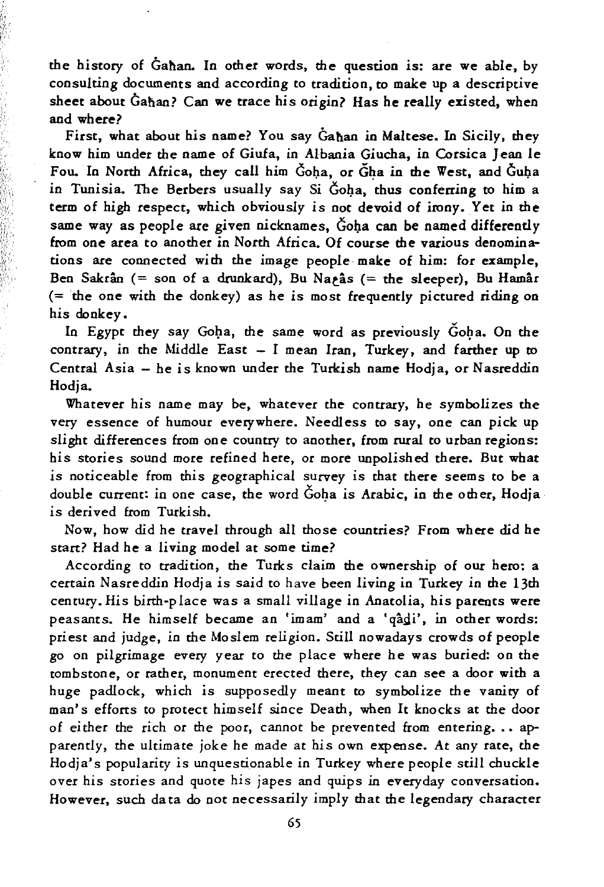the history of Ġaħan. In other words, the question is: are we able, by consulting documents and according to tradition, to make up a descriptive sheet about Ġaħan? Can we trace his origin? Has he really existed, when and where?

First, what about his name? You say Ġaħan in Maltese. In Sicily, they know him under the name of Giufa, in Albania Giucha, in Corsica Jean le Fou. In North Africa, they call him Ǧoḥa, or Ǧḥa in the West, and Ǧuḥa in Tunisia. The Berbers usually say Si Ǧoḥa, thus conferring to him a term of high respect, which obviously is not devoid of irony. Yet in the same way as people are given nicknames, Ǧoḥa can be named differently from one area to another in North Africa. Of course the various denominations are connected with the image people make of him: for example, Ben Sakrân (= son of a drunkard), Bu Naʿâs (= the sleeper), Bu Hamâr (= the one with the donkey) as he is most frequently pictured riding on his donkey.

In Egypt they say Goḥa, the same word as previously Ǧoḥa. On the contrary, in the Middle East – I mean Iran, Turkey, and farther up to Central Asia – he is known under the Turkish name Hodja, or Nasreddin Hodja.

Whatever his name may be, whatever the contrary, he symbolizes the very essence of humour everywhere. Needless to say, one can pick up slight differences from one country to another, from rural to urban regions: his stories sound more refined here, or more unpolished there. But what is noticeable from this geographical survey is that there seems to be a double current: in one case, the word Ǧoḥa is Arabic, in the other, Hodja is derived from Turkish.

Now, how did he travel through all those countries? From where did he start? Had he a living model at some time?

According to tradition, the Turks claim the ownership of our hero: a certain Nasreddin Hodja is said to have been living in Turkey in the 13th century. His birth-place was a small village in Anatolia, his parents were peasants. He himself became an 'imam' and a 'qâḏi', in other words: priest and judge, in the Moslem religion. Still nowadays crowds of people go on pilgrimage every year to the place where he was buried: on the tombstone, or rather, monument erected there, they can see a door with a huge padlock, which is supposedly meant to symbolize the vanity of man's efforts to protect himself since Death, when It knocks at the door of either the rich or the poor, cannot be prevented from entering... apparently, the ultimate joke he made at his own expense. At any rate, the Hodja's popularity is unquestionable in Turkey where people still chuckle over his stories and quote his japes and quips in everyday conversation. However, such data do not necessarily imply that the legendary character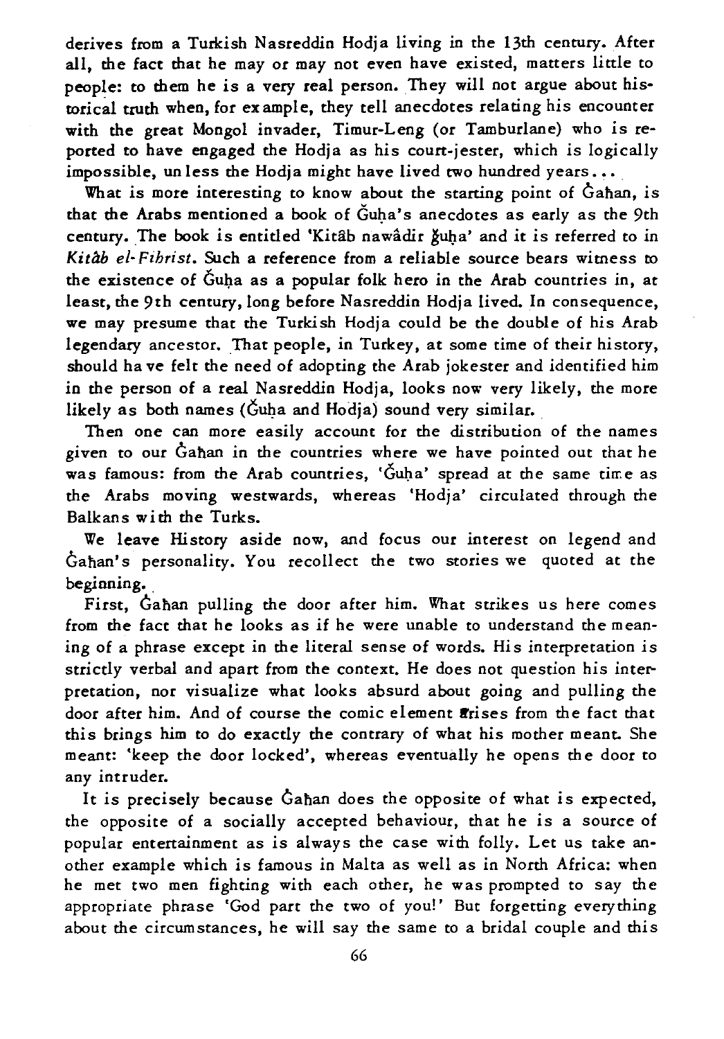derives from a Turkish Nasreddin Hodja living in the 13th century. After all, the fact that he may or may not even have existed, matters little to people: to them he is a very real person. They will not argue about historical truth when, for example, they tell anecdotes relating his encounter with the great Mongol invader, Timur-Leng (or Tamburlane) who is reported to have engaged the Hodja as his court-jester, which is logically impossible, unless the Hodja might have lived two hundred years...

What is more interesting to know about the starting point of Ġaħan, is that the Arabs mentioned a book of Ğuḥa's anecdotes as early as the 9th century. The book is entitled 'Kitāb nawâdir ǧuḥa' and it is referred to in *Kitāb el-Fihrist*. Such a reference from a reliable source bears witness to the existence of Ğuḥa as a popular folk hero in the Arab countries in, at least, the 9th century, long before Nasreddin Hodja lived. In consequence, we may presume that the Turkish Hodja could be the double of his Arab legendary ancestor. That people, in Turkey, at some time of their history, should have felt the need of adopting the Arab jokester and identified him in the person of a real Nasreddin Hodja, looks now very likely, the more likely as both names (Ğuḥa and Hodja) sound very similar.

Then one can more easily account for the distribution of the names given to our Ġaħan in the countries where we have pointed out that he was famous: from the Arab countries, 'Ğuḥa' spread at the same time as the Arabs moving westwards, whereas 'Hodja' circulated through the Balkans with the Turks.

We leave History aside now, and focus our interest on legend and Ġaħan's personality. You recollect the two stories we quoted at the beginning.

First, Ġaħan pulling the door after him. What strikes us here comes from the fact that he looks as if he were unable to understand the meaning of a phrase except in the literal sense of words. His interpretation is strictly verbal and apart from the context. He does not question his interpretation, nor visualize what looks absurd about going and pulling the door after him. And of course the comic element arises from the fact that this brings him to do exactly the contrary of what his mother meant. She meant: 'keep the door locked', whereas eventually he opens the door to any intruder.

It is precisely because Ġaħan does the opposite of what is expected, the opposite of a socially accepted behaviour, that he is a source of popular entertainment as is always the case with folly. Let us take another example which is famous in Malta as well as in North Africa: when he met two men fighting with each other, he was prompted to say the appropriate phrase 'God part the two of you!' But forgetting everything about the circumstances, he will say the same to a bridal couple and this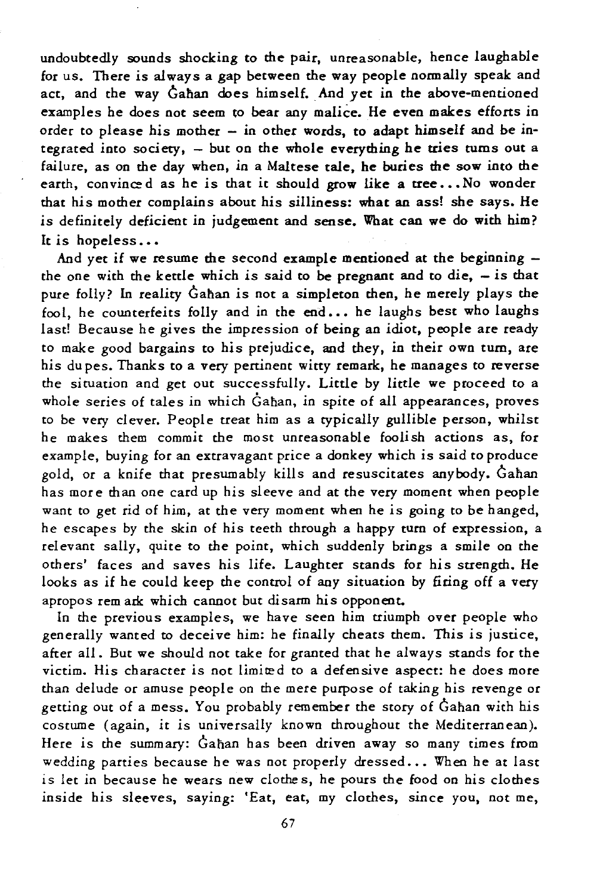undoubtedly sounds shocking to the pair, unreasonable, hence laughable for us. There is always a gap between the way people normally speak and act, and the way Ġaħan does himself. And yet in the above-mentioned examples he does not seem to bear any malice. He even makes efforts in order to please his mother – in other words, to adapt himself and be integrated into society, – but on the whole everything he tries turns out a failure, as on the day when, in a Maltese tale, he buries the sow into the earth, convinced as he is that it should grow like a tree... No wonder that his mother complains about his silliness: what an ass! she says. He is definitely deficient in judgement and sense. What can we do with him? It is hopeless...

And yet if we resume the second example mentioned at the beginning – the one with the kettle which is said to be pregnant and to die, – is that pure folly? In reality Ġaħan is not a simpleton then, he merely plays the fool, he counterfeits folly and in the end... he laughs best who laughs last! Because he gives the impression of being an idiot, people are ready to make good bargains to his prejudice, and they, in their own turn, are his dupes. Thanks to a very pertinent witty remark, he manages to reverse the situation and get out successfully. Little by little we proceed to a whole series of tales in which Ġaħan, in spite of all appearances, proves to be very clever. People treat him as a typically gullible person, whilst he makes them commit the most unreasonable foolish actions as, for example, buying for an extravagant price a donkey which is said to produce gold, or a knife that presumably kills and resuscitates anybody. Ġaħan has more than one card up his sleeve and at the very moment when people want to get rid of him, at the very moment when he is going to be hanged, he escapes by the skin of his teeth through a happy turn of expression, a relevant sally, quite to the point, which suddenly brings a smile on the others' faces and saves his life. Laughter stands for his strength. He looks as if he could keep the control of any situation by firing off a very apropos remark which cannot but disarm his opponent.

In the previous examples, we have seen him triumph over people who generally wanted to deceive him: he finally cheats them. This is justice, after all. But we should not take for granted that he always stands for the victim. His character is not limited to a defensive aspect: he does more than delude or amuse people on the mere purpose of taking his revenge or getting out of a mess. You probably remember the story of Ġaħan with his costume (again, it is universally known throughout the Mediterranean). Here is the summary: Ġaħan has been driven away so many times from wedding parties because he was not properly dressed... When he at last is let in because he wears new clothes, he pours the food on his clothes inside his sleeves, saying: 'Eat, eat, my clothes, since you, not me,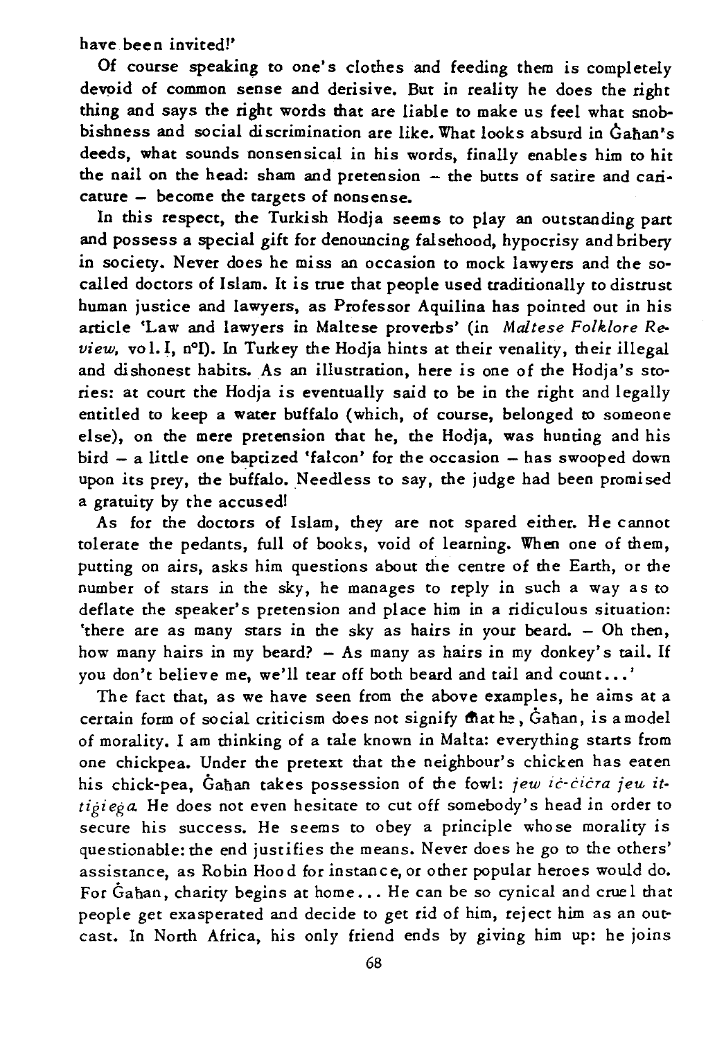have been invited!'

Of course speaking to one's clothes and feeding them is completely devoid of common sense and derisive. But in reality he does the right thing and says the right words that are liable to make us feel what snobbishness and social discrimination are like. What looks absurd in Ġaħan's deeds, what sounds nonsensical in his words, finally enables him to hit the nail on the head: sham and pretension – the butts of satire and caricature – become the targets of nonsense.

In this respect, the Turkish Hodja seems to play an outstanding part and possess a special gift for denouncing falsehood, hypocrisy and bribery in society. Never does he miss an occasion to mock lawyers and the so-called doctors of Islam. It is true that people used traditionally to distrust human justice and lawyers, as Professor Aquilina has pointed out in his article 'Law and lawyers in Maltese proverbs' (in *Maltese Folklore Review*, vol. I, n°I). In Turkey the Hodja hints at their venality, their illegal and dishonest habits. As an illustration, here is one of the Hodja's stories: at court the Hodja is eventually said to be in the right and legally entitled to keep a water buffalo (which, of course, belonged to someone else), on the mere pretension that he, the Hodja, was hunting and his bird – a little one baptized 'falcon' for the occasion – has swooped down upon its prey, the buffalo. Needless to say, the judge had been promised a gratuity by the accused!

As for the doctors of Islam, they are not spared either. He cannot tolerate the pedants, full of books, void of learning. When one of them, putting on airs, asks him questions about the centre of the Earth, or the number of stars in the sky, he manages to reply in such a way as to deflate the speaker's pretension and place him in a ridiculous situation: 'there are as many stars in the sky as hairs in your beard. – Oh then, how many hairs in my beard? – As many as hairs in my donkey's tail. If you don't believe me, we'll tear off both beard and tail and count...'

The fact that, as we have seen from the above examples, he aims at a certain form of social criticism does not signify that he, Ġaħan, is a model of morality. I am thinking of a tale known in Malta: everything starts from one chickpea. Under the pretext that the neighbour's chicken has eaten his chick-pea, Ġaħan takes possession of the fowl: *jew iċ-ċiċra jew it-tiġieġa.* He does not even hesitate to cut off somebody's head in order to secure his success. He seems to obey a principle whose morality is questionable: the end justifies the means. Never does he go to the others' assistance, as Robin Hood for instance, or other popular heroes would do. For Ġaħan, charity begins at home... He can be so cynical and cruel that people get exasperated and decide to get rid of him, reject him as an outcast. In North Africa, his only friend ends by giving him up: he joins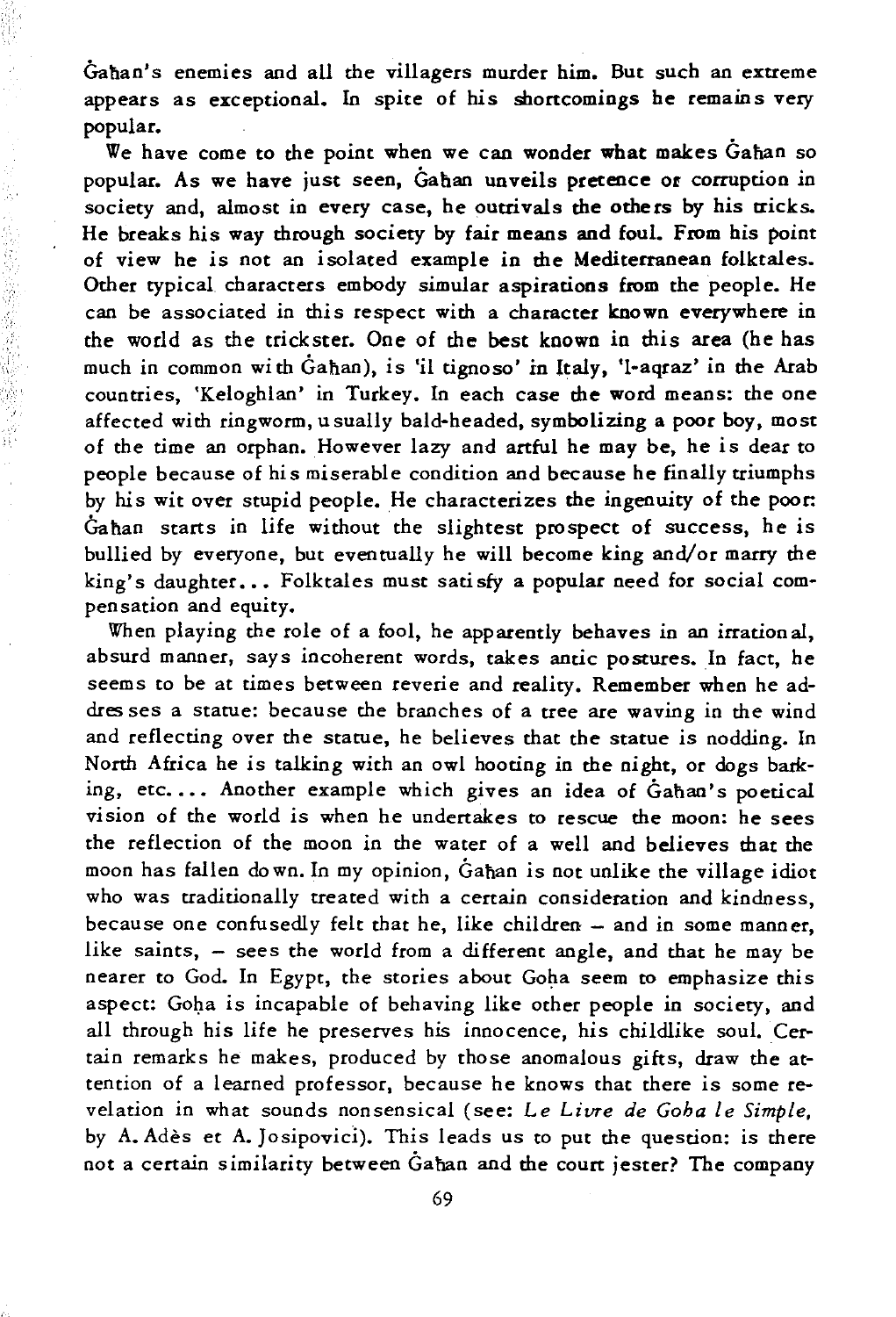Ġaħan's enemies and all the villagers murder him. But such an extreme appears as exceptional. In spite of his shortcomings he remains very popular.

We have come to the point when we can wonder what makes Ġaħan so popular. As we have just seen, Ġaħan unveils pretence or corruption in society and, almost in every case, he outrivals the others by his tricks. He breaks his way through society by fair means and foul. From his point of view he is not an isolated example in the Mediterranean folktales. Other typical characters embody simular aspirations from the people. He can be associated in this respect with a character known everywhere in the world as the trickster. One of the best known in this area (he has much in common with Ġaħan), is 'il tignoso' in Italy, 'l-aqraz' in the Arab countries, 'Keloghlan' in Turkey. In each case the word means: the one affected with ringworm, usually bald-headed, symbolizing a poor boy, most of the time an orphan. However lazy and artful he may be, he is dear to people because of his miserable condition and because he finally triumphs by his wit over stupid people. He characterizes the ingenuity of the poor: Ġaħan starts in life without the slightest prospect of success, he is bullied by everyone, but eventually he will become king and/or marry the king's daughter... Folktales must satisfy a popular need for social compensation and equity.

When playing the role of a fool, he apparently behaves in an irrational, absurd manner, says incoherent words, takes antic postures. In fact, he seems to be at times between reverie and reality. Remember when he addresses a statue: because the branches of a tree are waving in the wind and reflecting over the statue, he believes that the statue is nodding. In North Africa he is talking with an owl hooting in the night, or dogs barking, etc.... Another example which gives an idea of Ġaħan's poetical vision of the world is when he undertakes to rescue the moon: he sees the reflection of the moon in the water of a well and believes that the moon has fallen down. In my opinion, Ġaħan is not unlike the village idiot who was traditionally treated with a certain consideration and kindness, because one confusedly felt that he, like children – and in some manner, like saints, – sees the world from a different angle, and that he may be nearer to God. In Egypt, the stories about Goḥa seem to emphasize this aspect: Goḥa is incapable of behaving like other people in society, and all through his life he preserves his innocence, his childlike soul. Certain remarks he makes, produced by those anomalous gifts, draw the attention of a learned professor, because he knows that there is some revelation in what sounds nonsensical (see: *Le Livre de Goha le Simple*, by A. Adès et A. Josipovici). This leads us to put the question: is there not a certain similarity between Ġaħan and the court jester? The company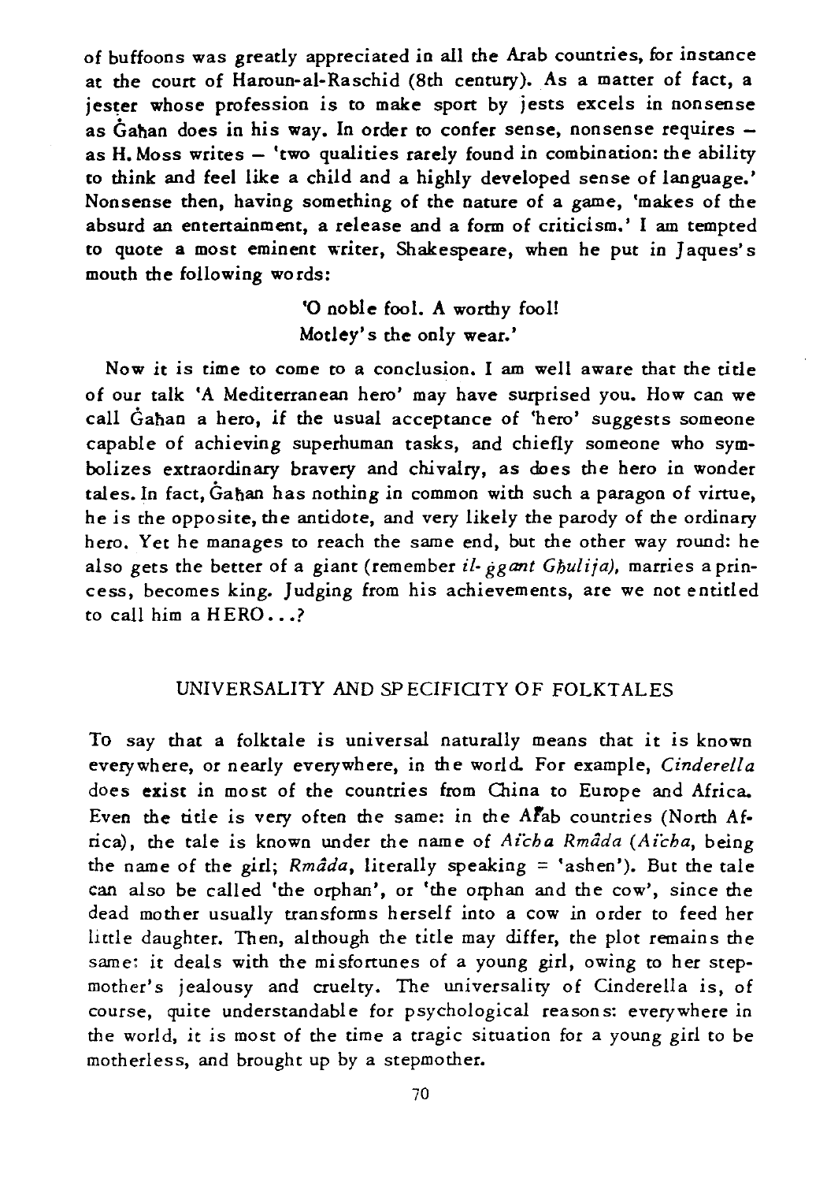of buffoons was greatly appreciated in all the Arab countries, for instance at the court of Haroun-al-Raschid (8th century). As a matter of fact, a jester whose profession is to make sport by jests excels in nonsense as Ġaħan does in his way. In order to confer sense, nonsense requires – as H. Moss writes – 'two qualities rarely found in combination: the ability to think and feel like a child and a highly developed sense of language.' Nonsense then, having something of the nature of a game, 'makes of the absurd an entertainment, a release and a form of criticism.' I am tempted to quote a most eminent writer, Shakespeare, when he put in Jaques's mouth the following words:

> 'O noble fool. A worthy fool!
> Motley's the only wear.'

Now it is time to come to a conclusion. I am well aware that the title of our talk 'A Mediterranean hero' may have surprised you. How can we call Ġaħan a hero, if the usual acceptance of 'hero' suggests someone capable of achieving superhuman tasks, and chiefly someone who symbolizes extraordinary bravery and chivalry, as does the hero in wonder tales. In fact, Ġaħan has nothing in common with such a paragon of virtue, he is the opposite, the antidote, and very likely the parody of the ordinary hero. Yet he manages to reach the same end, but the other way round: he also gets the better of a giant (remember *il-ġgant Għulija),* marries a princess, becomes king. Judging from his achievements, are we not entitled to call him a HERO...?

## UNIVERSALITY AND SPECIFICITY OF FOLKTALES

To say that a folktale is universal naturally means that it is known everywhere, or nearly everywhere, in the world. For example, *Cinderella* does exist in most of the countries from China to Europe and Africa. Even the title is very often the same: in the Arab countries (North Africa), the tale is known under the name of *Aïcha Rmâda (Aïcha,* being the name of the girl; *Rmâda,* literally speaking = 'ashen'). But the tale can also be called 'the orphan', or 'the orphan and the cow', since the dead mother usually transforms herself into a cow in order to feed her little daughter. Then, although the title may differ, the plot remains the same: it deals with the misfortunes of a young girl, owing to her stepmother's jealousy and cruelty. The universality of Cinderella is, of course, quite understandable for psychological reasons: everywhere in the world, it is most of the time a tragic situation for a young girl to be motherless, and brought up by a stepmother.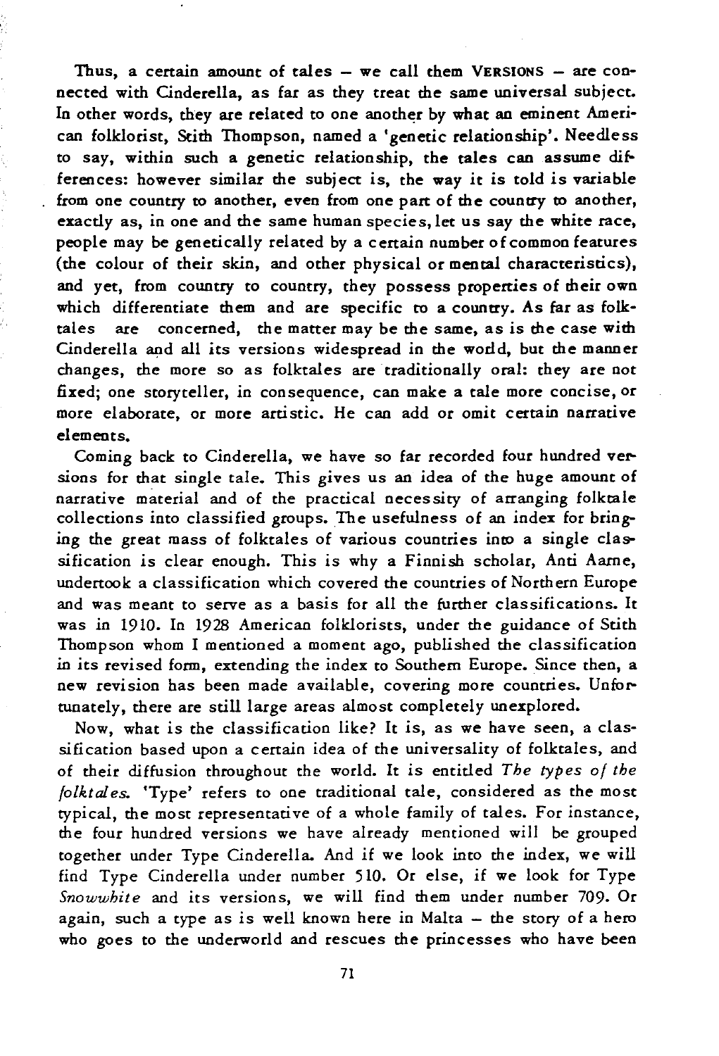Thus, a certain amount of tales – we call them VERSIONS – are connected with Cinderella, as far as they treat the same universal subject. In other words, they are related to one another by what an eminent American folklorist, Stith Thompson, named a 'genetic relationship'. Needless to say, within such a genetic relationship, the tales can assume differences: however similar the subject is, the way it is told is variable from one country to another, even from one part of the country to another, exactly as, in one and the same human species, let us say the white race, people may be genetically related by a certain number of common features (the colour of their skin, and other physical or mental characteristics), and yet, from country to country, they possess properties of their own which differentiate them and are specific to a country. As far as folktales are concerned, the matter may be the same, as is the case with Cinderella and all its versions widespread in the world, but the manner changes, the more so as folktales are traditionally oral: they are not fixed; one storyteller, in consequence, can make a tale more concise, or more elaborate, or more artistic. He can add or omit certain narrative elements.

Coming back to Cinderella, we have so far recorded four hundred versions for that single tale. This gives us an idea of the huge amount of narrative material and of the practical necessity of arranging folktale collections into classified groups. The usefulness of an index for bringing the great mass of folktales of various countries into a single classification is clear enough. This is why a Finnish scholar, Anti Aarne, undertook a classification which covered the countries of Northern Europe and was meant to serve as a basis for all the further classifications. It was in 1910. In 1928 American folklorists, under the guidance of Stith Thompson whom I mentioned a moment ago, published the classification in its revised form, extending the index to Southern Europe. Since then, a new revision has been made available, covering more countries. Unfortunately, there are still large areas almost completely unexplored.

Now, what is the classification like? It is, as we have seen, a classification based upon a certain idea of the universality of folktales, and of their diffusion throughout the world. It is entitled *The types of the folktales*. 'Type' refers to one traditional tale, considered as the most typical, the most representative of a whole family of tales. For instance, the four hundred versions we have already mentioned will be grouped together under Type Cinderella. And if we look into the index, we will find Type Cinderella under number 510. Or else, if we look for Type *Snowwhite* and its versions, we will find them under number 709. Or again, such a type as is well known here in Malta – the story of a hero who goes to the underworld and rescues the princesses who have been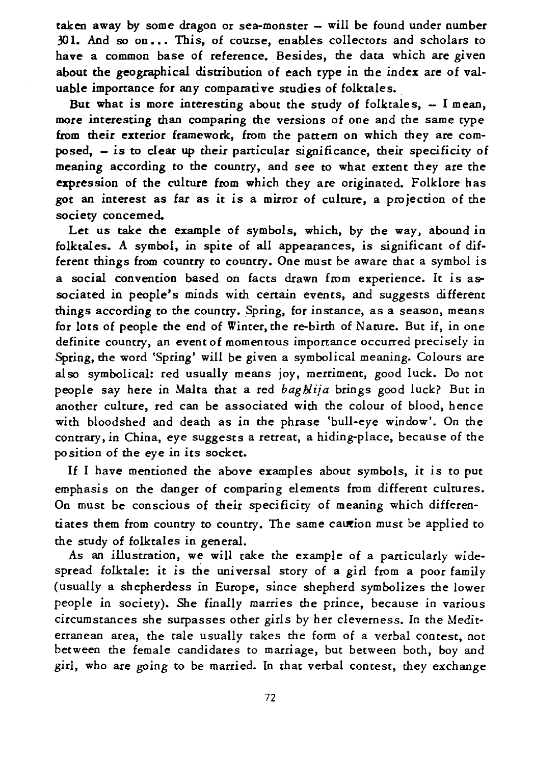taken away by some dragon or sea-monster – will be found under number 301. And so on... This, of course, enables collectors and scholars to have a common base of reference. Besides, the data which are given about the geographical distribution of each type in the index are of valuable importance for any comparative studies of folktales.

But what is more interesting about the study of folktales, – I mean, more interesting than comparing the versions of one and the same type from their exterior framework, from the pattern on which they are composed, – is to clear up their particular significance, their specificity of meaning according to the country, and see to what extent they are the expression of the culture from which they are originated. Folklore has got an interest as far as it is a mirror of culture, a projection of the society concerned.

Let us take the example of symbols, which, by the way, abound in folktales. A symbol, in spite of all appearances, is significant of different things from country to country. One must be aware that a symbol is a social convention based on facts drawn from experience. It is associated in people's minds with certain events, and suggests different things according to the country. Spring, for instance, as a season, means for lots of people the end of Winter, the re-birth of Nature. But if, in one definite country, an event of momentous importance occurred precisely in Spring, the word 'Spring' will be given a symbolical meaning. Colours are also symbolical: red usually means joy, merriment, good luck. Do not people say here in Malta that a red *bagħlija* brings good luck? But in another culture, red can be associated with the colour of blood, hence with bloodshed and death as in the phrase 'bull-eye window'. On the contrary, in China, eye suggests a retreat, a hiding-place, because of the position of the eye in its socket.

If I have mentioned the above examples about symbols, it is to put emphasis on the danger of comparing elements from different cultures. On must be conscious of their specificity of meaning which differentiates them from country to country. The same caution must be applied to the study of folktales in general.

As an illustration, we will take the example of a particularly widespread folktale: it is the universal story of a girl from a poor family (usually a shepherdess in Europe, since shepherd symbolizes the lower people in society). She finally marries the prince, because in various circumstances she surpasses other girls by her cleverness. In the Mediterranean area, the tale usually takes the form of a verbal contest, not between the female candidates to marriage, but between both, boy and girl, who are going to be married. In that verbal contest, they exchange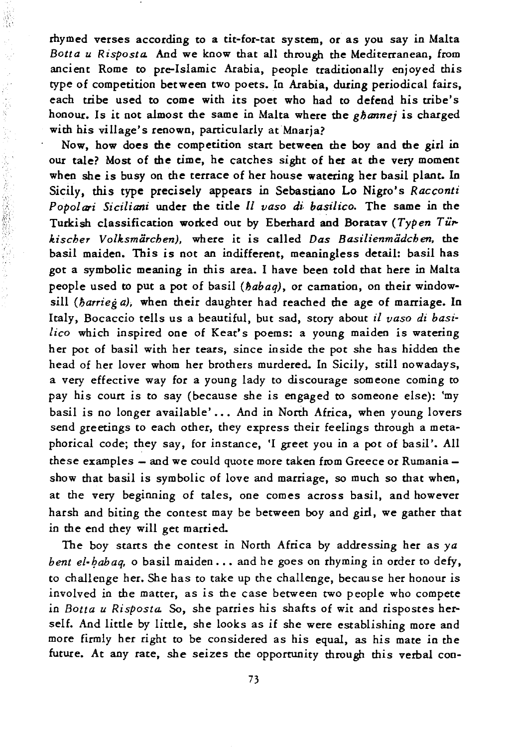rhymed verses according to a tit-for-tat system, or as you say in Malta *Botta u Risposta*. And we know that all through the Mediterranean, from ancient Rome to pre-Islamic Arabia, people traditionally enjoyed this type of competition between two poets. In Arabia, during periodical fairs, each tribe used to come with its poet who had to defend his tribe's honour. Is it not almost the same in Malta where the *għannej* is charged with his village's renown, particularly at Mnarja?

Now, how does the competition start between the boy and the girl in our tale? Most of the time, he catches sight of her at the very moment when she is busy on the terrace of her house watering her basil plant. In Sicily, this type precisely appears in Sebastiano Lo Nigro's *Racconti Popolari Siciliani* under the title *Il vaso di basilico*. The same in the Turkish classification worked out by Eberhard and Boratav (*Typen Türkischer Volksmärchen*), where it is called *Das Basilienmädchen*, the basil maiden. This is not an indifferent, meaningless detail: basil has got a symbolic meaning in this area. I have been told that here in Malta people used to put a pot of basil (*ħabaq*), or carnation, on their window-sill (*ħarrieġa*), when their daughter had reached the age of marriage. In Italy, Bocaccio tells us a beautiful, but sad, story about *il vaso di basilico* which inspired one of Keat's poems: a young maiden is watering her pot of basil with her tears, since inside the pot she has hidden the head of her lover whom her brothers murdered. In Sicily, still nowadays, a very effective way for a young lady to discourage someone coming to pay his court is to say (because she is engaged to someone else): 'my basil is no longer available'... And in North Africa, when young lovers send greetings to each other, they express their feelings through a metaphorical code; they say, for instance, 'I greet you in a pot of basil'. All these examples – and we could quote more taken from Greece or Rumania – show that basil is symbolic of love and marriage, so much so that when, at the very beginning of tales, one comes across basil, and however harsh and biting the contest may be between boy and girl, we gather that in the end they will get married.

The boy starts the contest in North Africa by addressing her as *ya bent el-ḥabaq*, o basil maiden... and he goes on rhyming in order to defy, to challenge her. She has to take up the challenge, because her honour is involved in the matter, as is the case between two people who compete in *Botta u Risposta*. So, she parries his shafts of wit and ripostes herself. And little by little, she looks as if she were establishing more and more firmly her right to be considered as his equal, as his mate in the future. At any rate, she seizes the opportunity through this verbal con-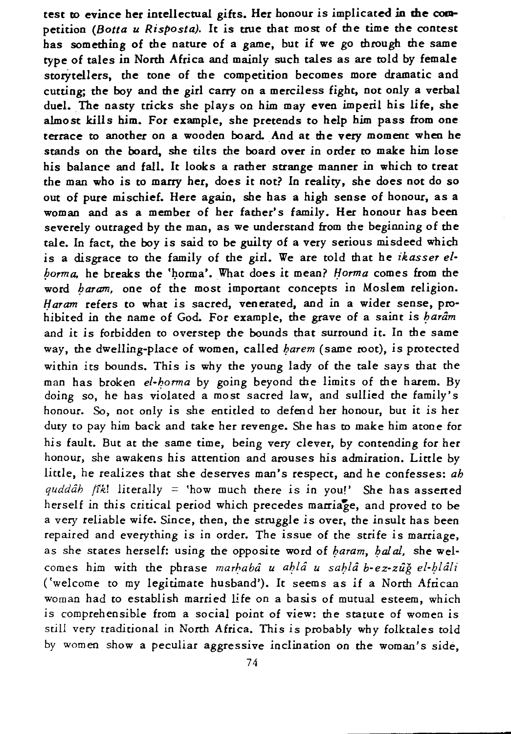test to evince her intellectual gifts. Her honour is implicated in the competition (*Botta u Risposta*). It is true that most of the time the contest has something of the nature of a game, but if we go through the same type of tales in North Africa and mainly such tales as are told by female storytellers, the tone of the competition becomes more dramatic and cutting; the boy and the girl carry on a merciless fight, not only a verbal duel. The nasty tricks she plays on him may even imperil his life, she almost kills him. For example, she pretends to help him pass from one terrace to another on a wooden board. And at the very moment when he stands on the board, she tilts the board over in order to make him lose his balance and fall. It looks a rather strange manner in which to treat the man who is to marry her, does it not? In reality, she does not do so out of pure mischief. Here again, she has a high sense of honour, as a woman and as a member of her father's family. Her honour has been severely outraged by the man, as we understand from the beginning of the tale. In fact, the boy is said to be guilty of a very serious misdeed which is a disgrace to the family of the girl. We are told that he *ikasser el-ḥorma*, he breaks the 'ḥorma'. What does it mean? *Ḥorma* comes from the word *ḥaram*, one of the most important concepts in Moslem religion. *Ḥaram* refers to what is sacred, venerated, and in a wider sense, prohibited in the name of God. For example, the grave of a saint is *ḥarâm* and it is forbidden to overstep the bounds that surround it. In the same way, the dwelling-place of women, called *ḥarem* (same root), is protected within its bounds. This is why the young lady of the tale says that the man has broken *el-ḥorma* by going beyond the limits of the harem. By doing so, he has violated a most sacred law, and sullied the family's honour. So, not only is she entitled to defend her honour, but it is her duty to pay him back and take her revenge. She has to make him atone for his fault. But at the same time, being very clever, by contending for her honour, she awakens his attention and arouses his admiration. Little by little, he realizes that she deserves man's respect, and he confesses: *ah quddâh fîk*! literally = 'how much there is in you!' She has asserted herself in this critical period which precedes marriage, and proved to be a very reliable wife. Since, then, the struggle is over, the insult has been repaired and everything is in order. The issue of the strife is marriage, as she states herself: using the opposite word of *ḥaram*, *ḥalal*, she welcomes him with the phrase *marḥabâ u aḥlâ u saḥlâ b-ez-zûǧ el-ḥlâli* ('welcome to my legitimate husband'). It seems as if a North African woman had to establish married life on a basis of mutual esteem, which is comprehensible from a social point of view: the statute of women is still very traditional in North Africa. This is probably why folktales told by women show a peculiar aggressive inclination on the woman's side,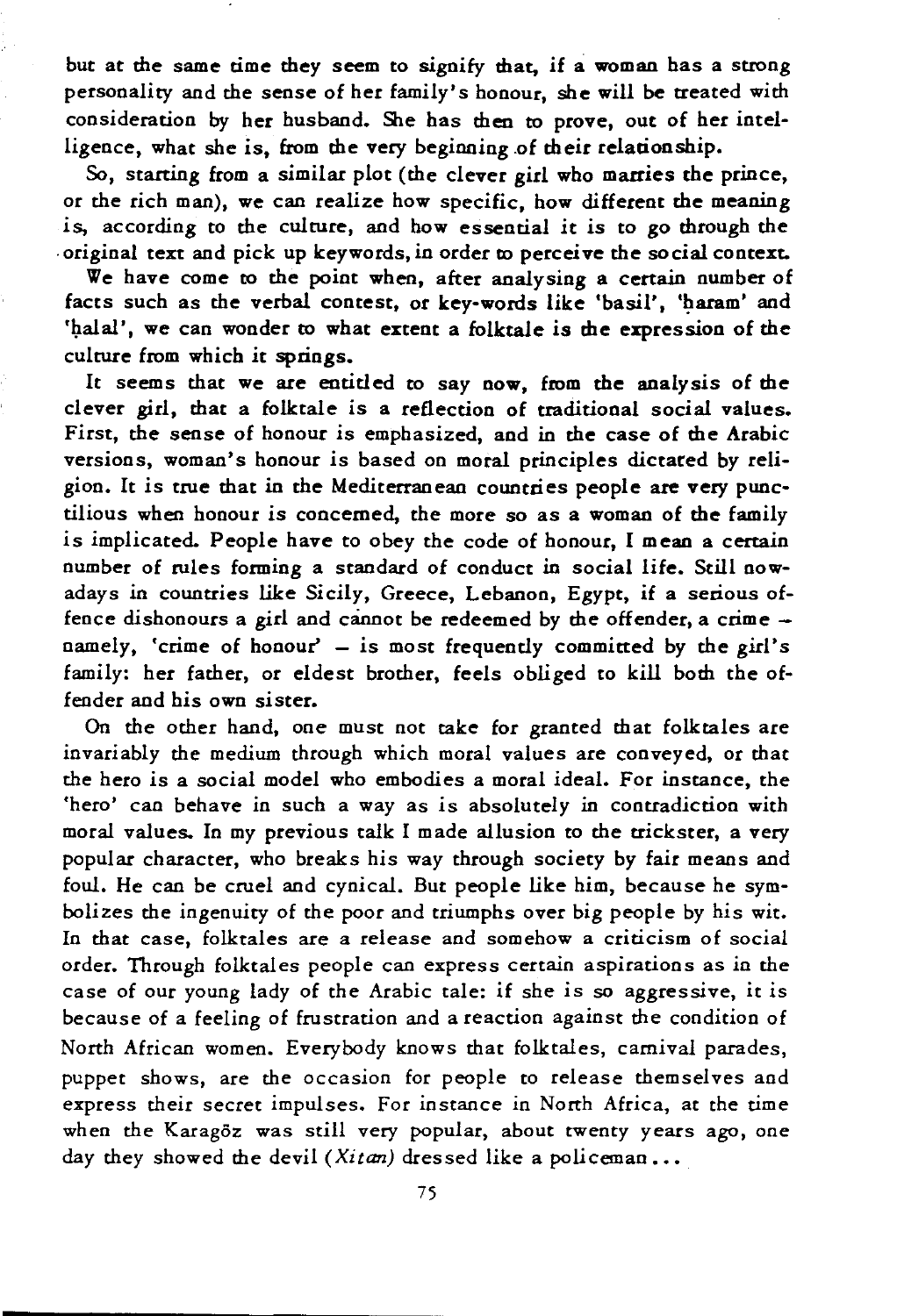but at the same time they seem to signify that, if a woman has a strong personality and the sense of her family's honour, she will be treated with consideration by her husband. She has then to prove, out of her intelligence, what she is, from the very beginning of their relationship.

So, starting from a similar plot (the clever girl who marries the prince, or the rich man), we can realize how specific, how different the meaning is, according to the culture, and how essential it is to go through the original text and pick up keywords, in order to perceive the social context.

We have come to the point when, after analysing a certain number of facts such as the verbal contest, or key-words like 'basil', 'ḥaram' and 'ḥalal', we can wonder to what extent a folktale is the expression of the culture from which it springs.

It seems that we are entitled to say now, from the analysis of the clever girl, that a folktale is a reflection of traditional social values. First, the sense of honour is emphasized, and in the case of the Arabic versions, woman's honour is based on moral principles dictated by religion. It is true that in the Mediterranean countries people are very punctilious when honour is concerned, the more so as a woman of the family is implicated. People have to obey the code of honour, I mean a certain number of rules forming a standard of conduct in social life. Still nowadays in countries like Sicily, Greece, Lebanon, Egypt, if a serious offence dishonours a girl and cannot be redeemed by the offender, a crime – namely, 'crime of honour' – is most frequently committed by the girl's family: her father, or eldest brother, feels obliged to kill both the offender and his own sister.

On the other hand, one must not take for granted that folktales are invariably the medium through which moral values are conveyed, or that the hero is a social model who embodies a moral ideal. For instance, the 'hero' can behave in such a way as is absolutely in contradiction with moral values. In my previous talk I made allusion to the trickster, a very popular character, who breaks his way through society by fair means and foul. He can be cruel and cynical. But people like him, because he symbolizes the ingenuity of the poor and triumphs over big people by his wit. In that case, folktales are a release and somehow a criticism of social order. Through folktales people can express certain aspirations as in the case of our young lady of the Arabic tale: if she is so aggressive, it is because of a feeling of frustration and a reaction against the condition of North African women. Everybody knows that folktales, carnival parades, puppet shows, are the occasion for people to release themselves and express their secret impulses. For instance in North Africa, at the time when the Karagöz was still very popular, about twenty years ago, one day they showed the devil (*Xitan*) dressed like a policeman...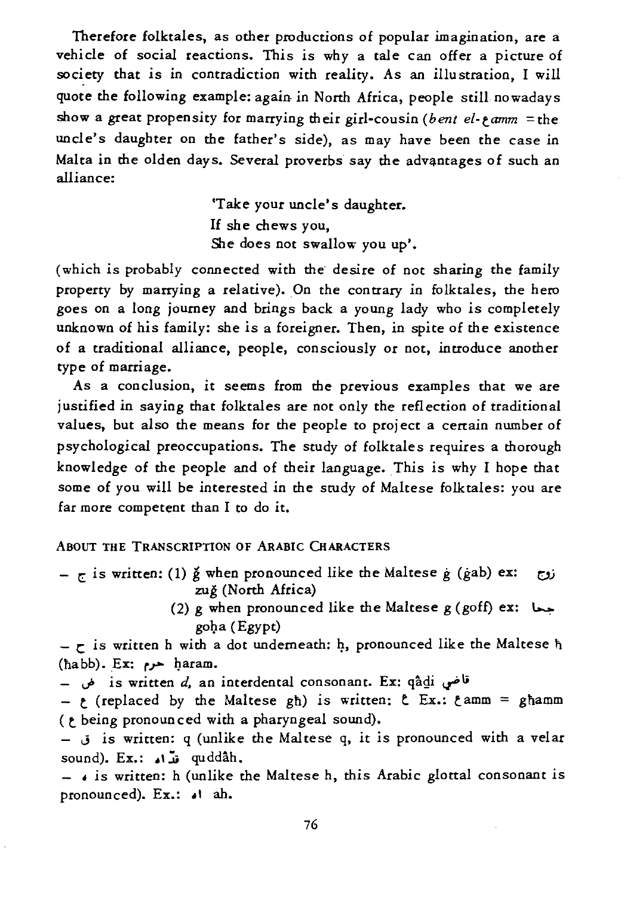Therefore folktales, as other productions of popular imagination, are a vehicle of social reactions. This is why a tale can offer a picture of society that is in contradiction with reality. As an illustration, I will quote the following example: again in North Africa, people still nowadays show a great propensity for marrying their girl-cousin (*bent el-ɛamm* = the uncle's daughter on the father's side), as may have been the case in Malta in the olden days. Several proverbs say the advantages of such an alliance:

> 'Take your uncle's daughter.
> If she chews you,
> She does not swallow you up'.

(which is probably connected with the desire of not sharing the family property by marrying a relative). On the contrary in folktales, the hero goes on a long journey and brings back a young lady who is completely unknown of his family: she is a foreigner. Then, in spite of the existence of a traditional alliance, people, consciously or not, introduce another type of marriage.

As a conclusion, it seems from the previous examples that we are justified in saying that folktales are not only the reflection of traditional values, but also the means for the people to project a certain number of psychological preoccupations. The study of folktales requires a thorough knowledge of the people and of their language. This is why I hope that some of you will be interested in the study of Maltese folktales: you are far more competent than I to do it.

## About the Transcription of Arabic Characters

- ج is written: (1) ǧ when pronounced like the Maltese ġ (ġab) ex: زوج zuǧ (North Africa)
  (2) g when pronounced like the Maltese g (goff) ex: جحا goḥa (Egypt)
- ح is written h with a dot underneath: ḥ, pronounced like the Maltese ħ (ħabb). Ex: حرم ḥaram.
- ض is written *ḏ*, an interdental consonant. Ex: qâḏi قاضي
- ع (replaced by the Maltese għ) is written: ɛ Ex.: ɛamm = għamm (ɛ being pronounced with a pharyngeal sound).
- ق is written: q (unlike the Maltese q, it is pronounced with a velar sound). Ex.: قداه quddâh.
- ه is written: h (unlike the Maltese h, this Arabic glottal consonant is pronounced). Ex.: اه ah.